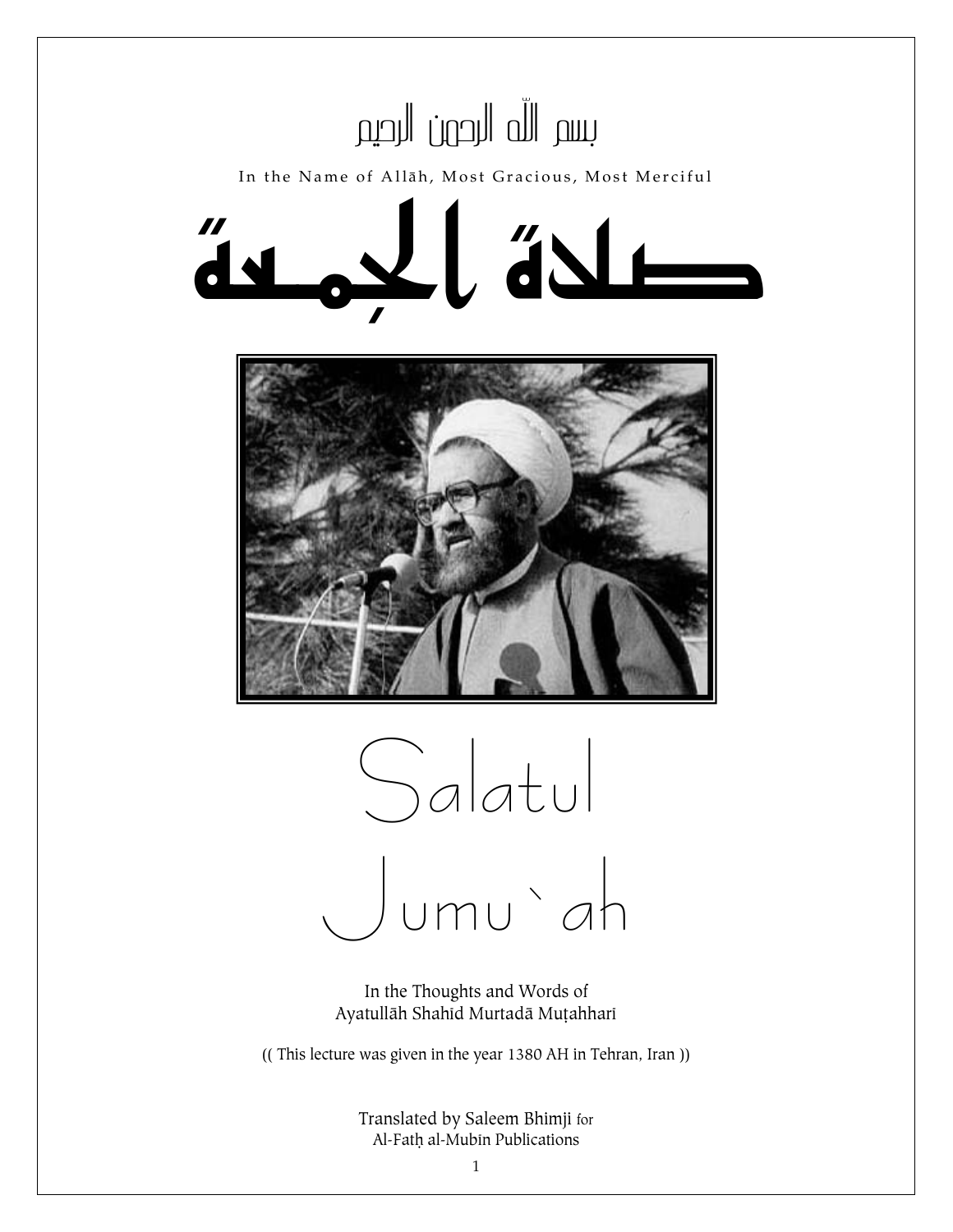بسم الله الرحمن الرحيم

In the Name of Allāh, Most Gracious, Most Merciful

# صلاة الجمعة

# Salatul Jumu`ah

In the Thoughts and Words of
Ayatullāh Shahīd Murtadā Muṭahharī

(( This lecture was given in the year 1380 AH in Tehran, Iran ))

Translated by Saleem Bhimji for
Al-Fatḥ al-Mubīn Publications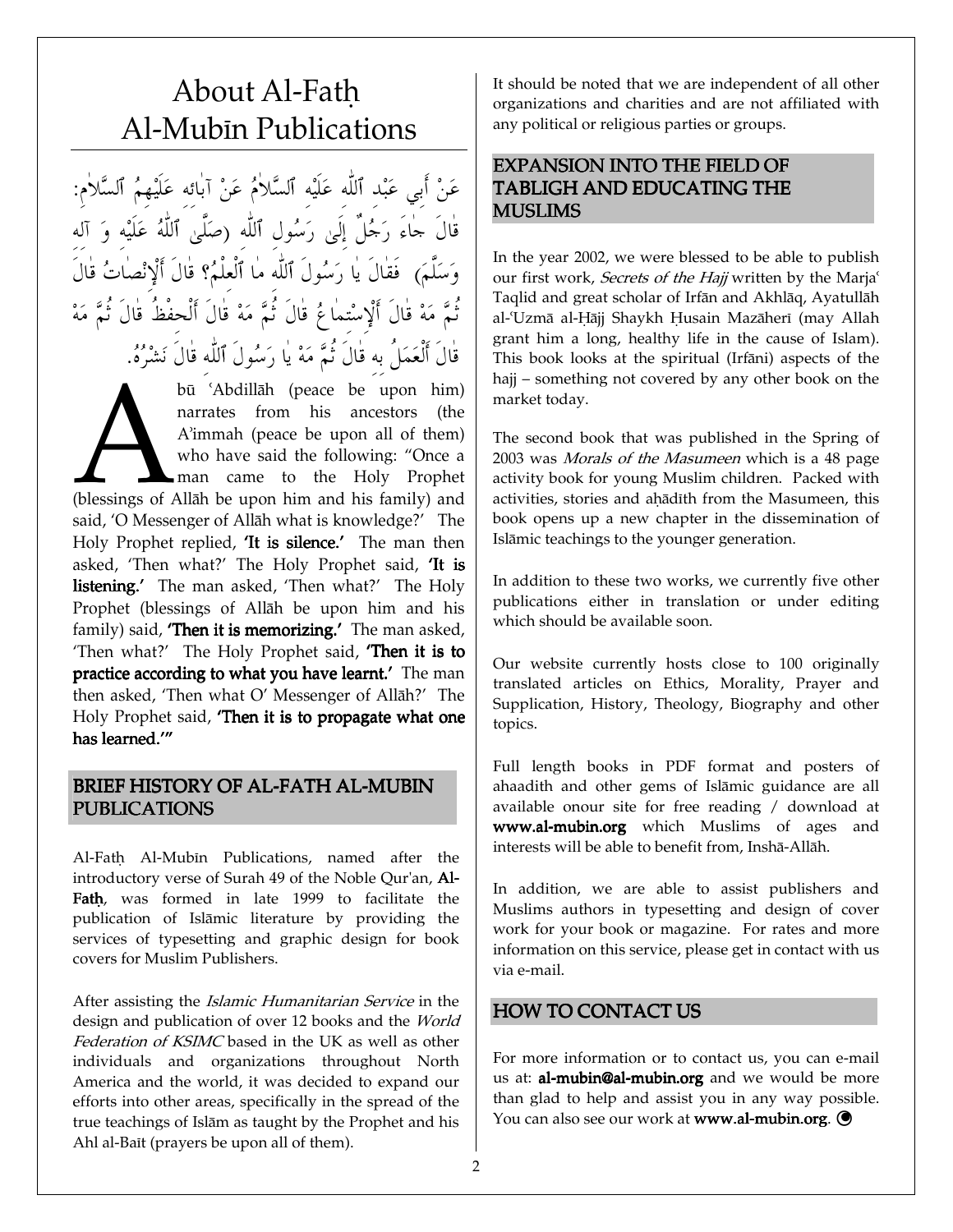# About Al-Fatḥ Al-Mubīn Publications

عَنْ أَبِي عَبْدِ ٱللّٰهِ عَلَيْهِ ٱلسَّلاٰمُ عَنْ آبائِهِ عَلَيْهِمُ ٱلسَّلاٰمُ: قٰالَ جٰاءَ رَجُلٌ إِلَىٰ رَسُولِ ٱللّٰهِ (صَلَّىٰ ٱللّٰهُ عَلَيْهِ وَ آلِهِ وَسَلَّمَ) فَقٰالَ يٰا رَسُولَ ٱللّٰهِ مٰا ٱلْعِلْمُ؟ قٰالَ ٱلإِنْصٰاتُ قٰالَ ثُمَّ مَهْ قٰالَ ٱلإِسْتِمٰاعُ قٰالَ ثُمَّ مَهْ قٰالَ ٱلْحِفْظُ قٰالَ ثُمَّ مَهْ قٰالَ ٱلْعَمَلُ بِهِ قٰالَ ثُمَّ مَهْ يٰا رَسُولَ ٱللّٰهِ قٰالَ نَشْرُهُ.

Abū ʿAbdillāh (peace be upon him) narrates from his ancestors (the A'immah (peace be upon all of them) who have said the following: "Once a man came to the Holy Prophet (blessings of Allāh be upon him and his family) and said, 'O Messenger of Allāh what is knowledge?' The Holy Prophet replied, **'It is silence.'** The man then asked, 'Then what?' The Holy Prophet said, **'It is listening.'** The man asked, 'Then what?' The Holy Prophet (blessings of Allāh be upon him and his family) said, **'Then it is memorizing.'** The man asked, 'Then what?' The Holy Prophet said, **'Then it is to practice according to what you have learnt.'** The man then asked, 'Then what O' Messenger of Allāh?' The Holy Prophet said, **'Then it is to propagate what one has learned.'**"

## BRIEF HISTORY OF AL-FATH AL-MUBIN PUBLICATIONS

Al-Fatḥ Al-Mubīn Publications, named after the introductory verse of Surah 49 of the Noble Qur'an, **Al-Fatḥ**, was formed in late 1999 to facilitate the publication of Islāmic literature by providing the services of typesetting and graphic design for book covers for Muslim Publishers.

After assisting the *Islamic Humanitarian Service* in the design and publication of over 12 books and the *World Federation of KSIMC* based in the UK as well as other individuals and organizations throughout North America and the world, it was decided to expand our efforts into other areas, specifically in the spread of the true teachings of Islām as taught by the Prophet and his Ahl al-Baīt (prayers be upon all of them).

It should be noted that we are independent of all other organizations and charities and are not affiliated with any political or religious parties or groups.

## EXPANSION INTO THE FIELD OF TABLIGH AND EDUCATING THE MUSLIMS

In the year 2002, we were blessed to be able to publish our first work, *Secrets of the Hajj* written by the Marjaʿ Taqlid and great scholar of Irfān and Akhlāq, Ayatullāh al-ʿUzmā al-Ḥājj Shaykh Ḥusain Mazāherī (may Allah grant him a long, healthy life in the cause of Islam). This book looks at the spiritual (Irfāni) aspects of the hajj – something not covered by any other book on the market today.

The second book that was published in the Spring of 2003 was *Morals of the Masumeen* which is a 48 page activity book for young Muslim children. Packed with activities, stories and aḥādīth from the Masumeen, this book opens up a new chapter in the dissemination of Islāmic teachings to the younger generation.

In addition to these two works, we currently five other publications either in translation or under editing which should be available soon.

Our website currently hosts close to 100 originally translated articles on Ethics, Morality, Prayer and Supplication, History, Theology, Biography and other topics.

Full length books in PDF format and posters of ahaadith and other gems of Islāmic guidance are all available onour site for free reading / download at **www.al-mubin.org** which Muslims of ages and interests will be able to benefit from, Inshā-Allāh.

In addition, we are able to assist publishers and Muslims authors in typesetting and design of cover work for your book or magazine. For rates and more information on this service, please get in contact with us via e-mail.

## HOW TO CONTACT US

For more information or to contact us, you can e-mail us at: **al-mubin@al-mubin.org** and we would be more than glad to help and assist you in any way possible. You can also see our work at **www.al-mubin.org**.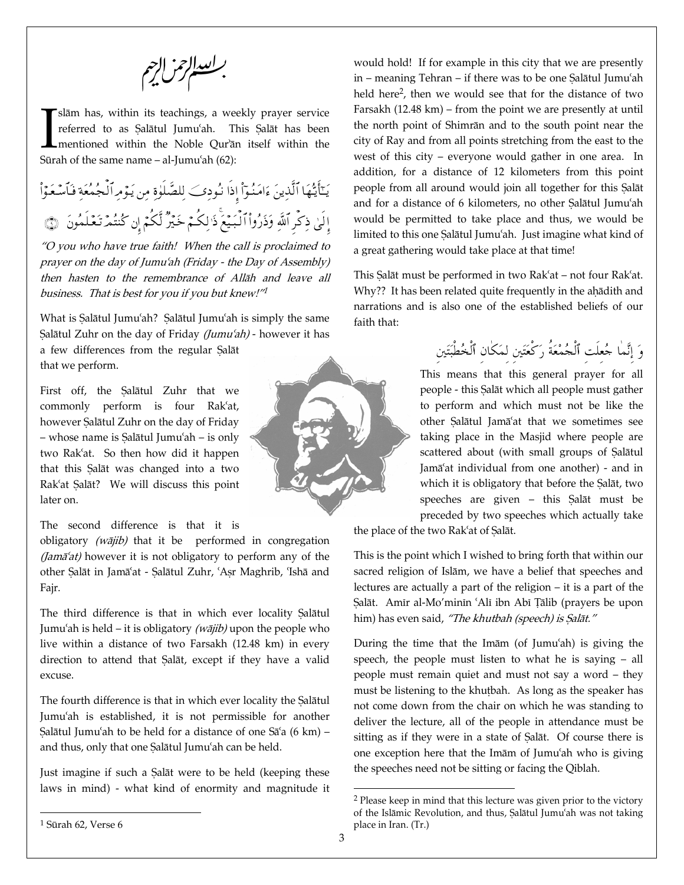بسم الله الرحمن الرحيم

Islām has, within its teachings, a weekly prayer service referred to as Ṣalātul Jumuʿah. This Ṣalāt has been mentioned within the Noble Qur'ān itself within the Sūrah of the same name – al-Jumuʿah (62):

يَـٰٓأَيُّهَا ٱلَّذِينَ ءَامَنُوٓا۟ إِذَا نُودِىَ لِلصَّلَوٰةِ مِن يَوْمِ ٱلْجُمُعَةِ فَٱسْعَوْا۟ إِلَىٰ ذِكْرِ ٱللَّهِ وَذَرُوا۟ ٱلْبَيْعَ ۚ ذَٰلِكُمْ خَيْرٌ لَّكُمْ إِن كُنتُمْ تَعْلَمُونَ

*"O you who have true faith! When the call is proclaimed to prayer on the day of Jumuʿah (Friday - the Day of Assembly) then hasten to the remembrance of Allāh and leave all business. That is best for you if you but knew!"*[1]

What is Ṣalātul Jumuʿah? Ṣalātul Jumuʿah is simply the same Ṣalātul Zuhr on the day of Friday *(Jumuʿah)* - however it has a few differences from the regular Ṣalāt that we perform.

First off, the Ṣalātul Zuhr that we commonly perform is four Rakʿat, however Ṣalātul Zuhr on the day of Friday – whose name is Ṣalātul Jumuʿah – is only two Rakʿat. So then how did it happen that this Ṣalāt was changed into a two Rakʿat Ṣalāt? We will discuss this point later on.

The second difference is that it is obligatory *(wājib)* that it be performed in congregation *(Jamāʿat)* however it is not obligatory to perform any of the other Ṣalāt in Jamāʿat - Ṣalātul Zuhr, ʿAṣr Maghrib, ʿIshā and Fajr.

The third difference is that in which ever locality Ṣalātul Jumuʿah is held – it is obligatory *(wājib)* upon the people who live within a distance of two Farsakh (12.48 km) in every direction to attend that Ṣalāt, except if they have a valid excuse.

The fourth difference is that in which ever locality the Ṣalātul Jumuʿah is established, it is not permissible for another Ṣalātul Jumuʿah to be held for a distance of one Sāʿa (6 km) – and thus, only that one Ṣalātul Jumuʿah can be held.

Just imagine if such a Ṣalāt were to be held (keeping these laws in mind) - what kind of enormity and magnitude it would hold! If for example in this city that we are presently in – meaning Tehran – if there was to be one Ṣalātul Jumuʿah held here[2], then we would see that for the distance of two Farsakh (12.48 km) – from the point we are presently at until the north point of Shimrān and to the south point near the city of Ray and from all points stretching from the east to the west of this city – everyone would gather in one area. In addition, for a distance of 12 kilometers from this point people from all around would join all together for this Ṣalāt and for a distance of 6 kilometers, no other Ṣalātul Jumuʿah would be permitted to take place and thus, we would be limited to this one Ṣalātul Jumuʿah. Just imagine what kind of a great gathering would take place at that time!

This Ṣalāt must be performed in two Rakʿat – not four Rakʿat. Why?? It has been related quite frequently in the aḥādith and narrations and is also one of the established beliefs of our faith that:

وَ إِنَّما جُعِلَت ٱلْجُمْعَةُ رَكْعَتَينِ لِمَكَانِ ٱلْخُطْبَتَينِ

This means that this general prayer for all people - this Ṣalāt which all people must gather to perform and which must not be like the other Ṣalātul Jamāʿat that we sometimes see taking place in the Masjid where people are scattered about (with small groups of Ṣalātul Jamāʿat individual from one another) - and in which it is obligatory that before the Ṣalāt, two speeches are given – this Ṣalāt must be preceded by two speeches which actually take the place of the two Rakʿat of Ṣalāt.

This is the point which I wished to bring forth that within our sacred religion of Islām, we have a belief that speeches and lectures are actually a part of the religion – it is a part of the Ṣalāt. Amīr al-Mo'minīn ʿAlī ibn Abī Ṭālib (prayers be upon him) has even said, *"The khutbah (speech) is Ṣalāt."*

During the time that the Imām (of Jumuʿah) is giving the speech, the people must listen to what he is saying – all people must remain quiet and must not say a word – they must be listening to the khuṭbah. As long as the speaker has not come down from the chair on which he was standing to deliver the lecture, all of the people in attendance must be sitting as if they were in a state of Ṣalāt. Of course there is one exception here that the Imām of Jumuʿah who is giving the speeches need not be sitting or facing the Qiblah.

---

[1] Sūrah 62, Verse 6

[2] Please keep in mind that this lecture was given prior to the victory of the Islāmic Revolution, and thus, Ṣalātul Jumuʿah was not taking place in Iran. (Tr.)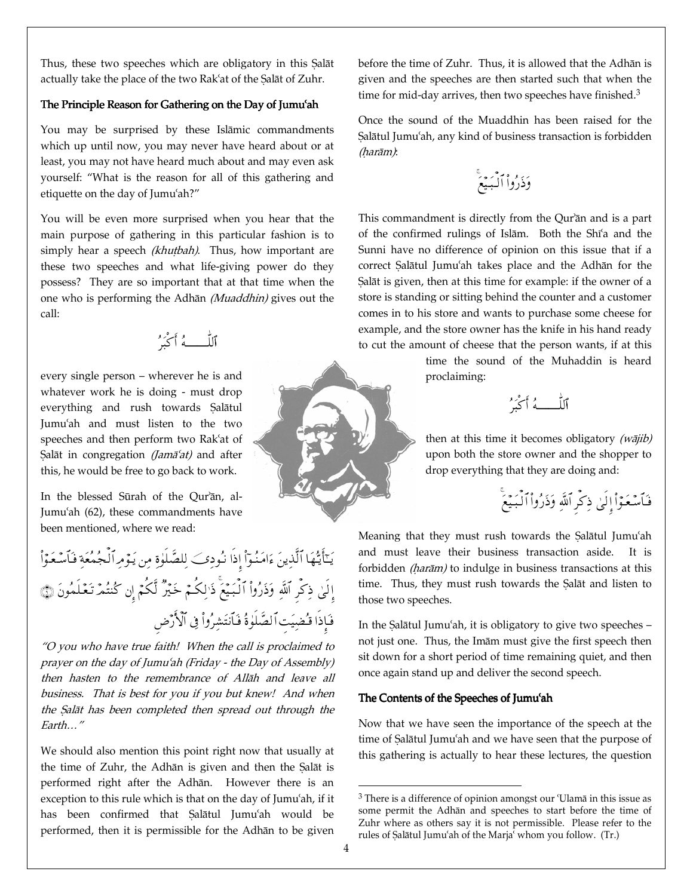Thus, these two speeches which are obligatory in this Ṣalāt actually take the place of the two Rakʿat of the Ṣalāt of Zuhr.

### The Principle Reason for Gathering on the Day of Jumuʿah

You may be surprised by these Islāmic commandments which up until now, you may never have heard about or at least, you may not have heard much about and may even ask yourself: "What is the reason for all of this gathering and etiquette on the day of Jumuʿah?"

You will be even more surprised when you hear that the main purpose of gathering in this particular fashion is to simply hear a speech *(khuṭbah)*. Thus, how important are these two speeches and what life-giving power do they possess? They are so important that at that time when the one who is performing the Adhān *(Muaddhin)* gives out the call:

ٱللَّـــــهُ أَكْبَرُ

every single person – wherever he is and whatever work he is doing - must drop everything and rush towards Ṣalātul Jumuʿah and must listen to the two speeches and then perform two Rakʿat of Ṣalāt in congregation *(Jamāʿat)* and after this, he would be free to go back to work.

In the blessed Sūrah of the Qurʾān, al-Jumuʿah (62), these commandments have been mentioned, where we read:

يَـٰٓأَيُّهَا ٱلَّذِينَ ءَامَنُوٓاْ إِذَا نُودِىَ لِلصَّلَوٰةِ مِن يَوْمِ ٱلْجُمُعَةِ فَٱسْعَوْاْ إِلَىٰ ذِكْرِ ٱللَّهِ وَذَرُواْ ٱلْبَيْعَ ذَٰلِكُمْ خَيْرٌ لَّكُمْ إِن كُنتُمْ تَعْلَمُونَ ۝ فَإِذَا قُضِيَتِ ٱلصَّلَوٰةُ فَٱنتَشِرُواْ فِى ٱلْأَرْضِ

*"O you who have true faith! When the call is proclaimed to prayer on the day of Jumuʿah (Friday - the Day of Assembly) then hasten to the remembrance of Allāh and leave all business. That is best for you if you but knew! And when the Ṣalāt has been completed then spread out through the Earth…"*

We should also mention this point right now that usually at the time of Zuhr, the Adhān is given and then the Ṣalāt is performed right after the Adhān. However there is an exception to this rule which is that on the day of Jumuʿah, if it has been confirmed that Ṣalātul Jumuʿah would be performed, then it is permissible for the Adhān to be given before the time of Zuhr. Thus, it is allowed that the Adhān is given and the speeches are then started such that when the time for mid-day arrives, then two speeches have finished.[3]

Once the sound of the Muaddhin has been raised for the Ṣalātul Jumuʿah, any kind of business transaction is forbidden *(ḥarām)*:

وَذَرُواْ ٱلْبَيْعَ

This commandment is directly from the Qurʾān and is a part of the confirmed rulings of Islām. Both the Shīʿa and the Sunni have no difference of opinion on this issue that if a correct Ṣalātul Jumuʿah takes place and the Adhān for the Ṣalāt is given, then at this time for example: if the owner of a store is standing or sitting behind the counter and a customer comes in to his store and wants to purchase some cheese for example, and the store owner has the knife in his hand ready to cut the amount of cheese that the person wants, if at this time the sound of the Muhaddin is heard proclaiming:

ٱللَّـــــهُ أَكْبَرُ

then at this time it becomes obligatory *(wājib)* upon both the store owner and the shopper to drop everything that they are doing and:

فَٱسْعَوْاْ إِلَىٰ ذِكْرِ ٱللَّهِ وَذَرُواْ ٱلْبَيْعَ

Meaning that they must rush towards the Ṣalātul Jumuʿah and must leave their business transaction aside. It is forbidden *(ḥarām)* to indulge in business transactions at this time. Thus, they must rush towards the Ṣalāt and listen to those two speeches.

In the Ṣalātul Jumuʿah, it is obligatory to give two speeches – not just one. Thus, the Imām must give the first speech then sit down for a short period of time remaining quiet, and then once again stand up and deliver the second speech.

### The Contents of the Speeches of Jumuʿah

Now that we have seen the importance of the speech at the time of Ṣalātul Jumuʿah and we have seen that the purpose of this gathering is actually to hear these lectures, the question

---

[3] There is a difference of opinion amongst our ʿUlamā in this issue as some permit the Adhān and speeches to start before the time of Zuhr where as others say it is not permissible. Please refer to the rules of Ṣalātul Jumuʿah of the Marjaʿ whom you follow. (Tr.)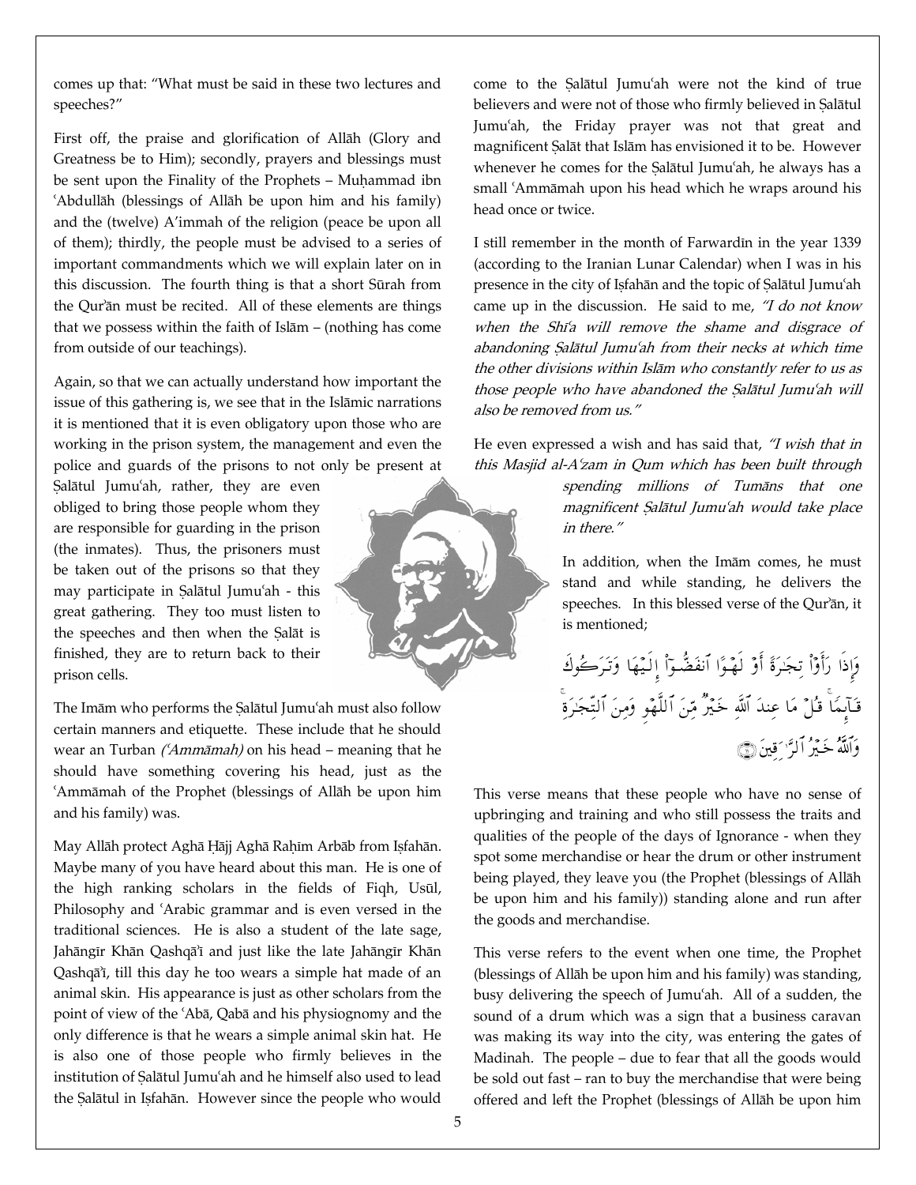comes up that: "What must be said in these two lectures and speeches?"

First off, the praise and glorification of Allāh (Glory and Greatness be to Him); secondly, prayers and blessings must be sent upon the Finality of the Prophets – Muḥammad ibn ʿAbdullāh (blessings of Allāh be upon him and his family) and the (twelve) A'immah of the religion (peace be upon all of them); thirdly, the people must be advised to a series of important commandments which we will explain later on in this discussion. The fourth thing is that a short Sūrah from the Qur'ān must be recited. All of these elements are things that we possess within the faith of Islām – (nothing has come from outside of our teachings).

Again, so that we can actually understand how important the issue of this gathering is, we see that in the Islāmic narrations it is mentioned that it is even obligatory upon those who are working in the prison system, the management and even the police and guards of the prisons to not only be present at Ṣalātul Jumuʿah, rather, they are even obliged to bring those people whom they are responsible for guarding in the prison (the inmates). Thus, the prisoners must be taken out of the prisons so that they may participate in Ṣalātul Jumuʿah - this great gathering. They too must listen to the speeches and then when the Ṣalāt is finished, they are to return back to their prison cells.

The Imām who performs the Ṣalātul Jumuʿah must also follow certain manners and etiquette. These include that he should wear an Turban *(ʿAmmāmah)* on his head – meaning that he should have something covering his head, just as the ʿAmmāmah of the Prophet (blessings of Allāh be upon him and his family) was.

May Allāh protect Aghā Ḥājj Aghā Raḥīm Arbāb from Iṣfahān. Maybe many of you have heard about this man. He is one of the high ranking scholars in the fields of Fiqh, Usūl, Philosophy and ʿArabic grammar and is even versed in the traditional sciences. He is also a student of the late sage, Jahāngīr Khān Qashqā'ī and just like the late Jahāngīr Khān Qashqā'ī, till this day he too wears a simple hat made of an animal skin. His appearance is just as other scholars from the point of view of the ʿAbā, Qabā and his physiognomy and the only difference is that he wears a simple animal skin hat. He is also one of those people who firmly believes in the institution of Ṣalātul Jumuʿah and he himself also used to lead the Ṣalātul in Iṣfahān. However since the people who would come to the Ṣalātul Jumuʿah were not the kind of true believers and were not of those who firmly believed in Ṣalātul Jumuʿah, the Friday prayer was not that great and magnificent Ṣalāt that Islām has envisioned it to be. However whenever he comes for the Ṣalātul Jumuʿah, he always has a small ʿAmmāmah upon his head which he wraps around his head once or twice.

I still remember in the month of Farwardīn in the year 1339 (according to the Iranian Lunar Calendar) when I was in his presence in the city of Iṣfahān and the topic of Ṣalātul Jumuʿah came up in the discussion. He said to me, *"I do not know when the Shīʿa will remove the shame and disgrace of abandoning Ṣalātul Jumuʿah from their necks at which time the other divisions within Islām who constantly refer to us as those people who have abandoned the Ṣalātul Jumuʿah will also be removed from us."*

He even expressed a wish and has said that, *"I wish that in this Masjid al-Aʿẓam in Qum which has been built through spending millions of Tumāns that one magnificent Ṣalātul Jumuʿah would take place in there."*

In addition, when the Imām comes, he must stand and while standing, he delivers the speeches. In this blessed verse of the Qur'ān, it is mentioned;

وَإِذَا رَأَوْا تِجَارَةً أَوْ لَهْوًا انفَضُّوا إِلَيْهَا وَتَرَكُوكَ قَائِمًا ۚ قُلْ مَا عِندَ اللَّهِ خَيْرٌ مِّنَ اللَّهْوِ وَمِنَ التِّجَارَةِ ۚ وَاللَّهُ خَيْرُ الرَّازِقِينَ ﴿١١﴾

This verse means that these people who have no sense of upbringing and training and who still possess the traits and qualities of the people of the days of Ignorance - when they spot some merchandise or hear the drum or other instrument being played, they leave you (the Prophet (blessings of Allāh be upon him and his family)) standing alone and run after the goods and merchandise.

This verse refers to the event when one time, the Prophet (blessings of Allāh be upon him and his family) was standing, busy delivering the speech of Jumuʿah. All of a sudden, the sound of a drum which was a sign that a business caravan was making its way into the city, was entering the gates of Madinah. The people – due to fear that all the goods would be sold out fast – ran to buy the merchandise that were being offered and left the Prophet (blessings of Allāh be upon him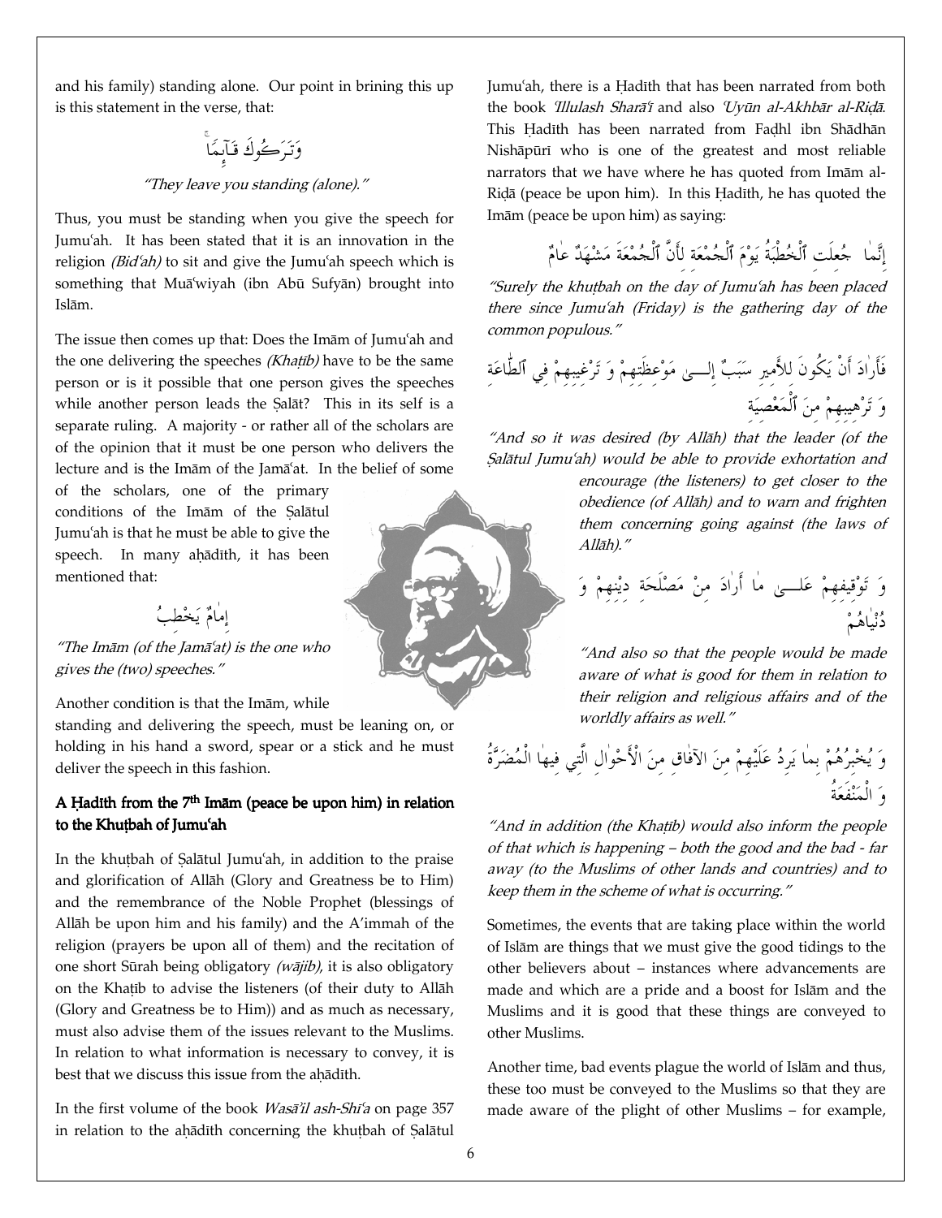and his family) standing alone. Our point in brining this up is this statement in the verse, that:

وَتَرَكُوكَ قَآئِمًا

*"They leave you standing (alone)."*

Thus, you must be standing when you give the speech for Jumuʿah. It has been stated that it is an innovation in the religion *(Bidʿah)* to sit and give the Jumuʿah speech which is something that Muāʿwiyah (ibn Abū Sufyān) brought into Islām.

The issue then comes up that: Does the Imām of Jumuʿah and the one delivering the speeches *(Khaṭīb)* have to be the same person or is it possible that one person gives the speeches while another person leads the Ṣalāt? This in its self is a separate ruling. A majority - or rather all of the scholars are of the opinion that it must be one person who delivers the lecture and is the Imām of the Jamāʿat. In the belief of some of the scholars, one of the primary conditions of the Imām of the Ṣalātul Jumuʿah is that he must be able to give the speech. In many aḥādīth, it has been mentioned that:

إِمٰامٌ يَخْطِبُ

*"The Imām (of the Jamāʿat) is the one who gives the (two) speeches."*

Another condition is that the Imām, while standing and delivering the speech, must be leaning on, or holding in his hand a sword, spear or a stick and he must deliver the speech in this fashion.

### A Ḥadīth from the 7th Imām (peace be upon him) in relation to the Khuṭbah of Jumuʿah

In the khuṭbah of Ṣalātul Jumuʿah, in addition to the praise and glorification of Allāh (Glory and Greatness be to Him) and the remembrance of the Noble Prophet (blessings of Allāh be upon him and his family) and the A'immah of the religion (prayers be upon all of them) and the recitation of one short Sūrah being obligatory *(wājib)*, it is also obligatory on the Khaṭīb to advise the listeners (of their duty to Allāh (Glory and Greatness be to Him)) and as much as necessary, must also advise them of the issues relevant to the Muslims. In relation to what information is necessary to convey, it is best that we discuss this issue from the aḥādīth.

In the first volume of the book *Wasāʾil ash-Shīʿa* on page 357 in relation to the aḥādīth concerning the khuṭbah of Ṣalātul Jumuʿah, there is a Ḥadīth that has been narrated from both the book *ʿIllulash Sharāʾi* and also *ʿUyūn al-Akhbār al-Riḍā*. This Ḥadīth has been narrated from Faḍhl ibn Shādhān Nishāpūrī who is one of the greatest and most reliable narrators that we have where he has quoted from Imām al-Riḍā (peace be upon him). In this Ḥadīth, he has quoted the Imām (peace be upon him) as saying:

إِنَّمٰا جُعِلَت ٱلْخُطْبَةُ يَوْمَ ٱلْجُمْعَة لِأَنَّ ٱلْجُمْعَةَ مَشْهَدٌ عٰامٌ

*"Surely the khuṭbah on the day of Jumuʿah has been placed there since Jumuʿah (Friday) is the gathering day of the common populous."*

فَأَرٰادَ أَنْ يَكُونَ للأَمِيرِ سَبَبٌ إِلـى مَوْعِظَتِهِمْ وَ تَرْغِيبِهِمْ فِي ٱلطّٰاعَة وَ تَرْهِيبِهِم مِنَ ٱلْمَعْصِيَة

*"And so it was desired (by Allāh) that the leader (of the Ṣalātul Jumuʿah) would be able to provide exhortation and encourage (the listeners) to get closer to the obedience (of Allāh) and to warn and frighten them concerning going against (the laws of Allāh)."*

وَ تَوْقِيفِهِمْ عَلـى مٰا أَرٰادَ مِنْ مَصْلَحَةِ دِيْنِهِمْ وَ دُنْيٰاهُمْ

*"And also so that the people would be made aware of what is good for them in relation to their religion and religious affairs and of the worldly affairs as well."*

وَ يُخْبِرُهُمْ بِمٰا يَرِدُ عَلَيْهِمْ مِنَ الآفٰاقِ مِنَ الْأَحْوٰالِ الَّتِي فِيهٰا الْمُضَرَّةُ وَ الْمَنْفَعَةُ

*"And in addition (the Khaṭīb) would also inform the people of that which is happening – both the good and the bad - far away (to the Muslims of other lands and countries) and to keep them in the scheme of what is occurring."*

Sometimes, the events that are taking place within the world of Islām are things that we must give the good tidings to the other believers about – instances where advancements are made and which are a pride and a boost for Islām and the Muslims and it is good that these things are conveyed to other Muslims.

Another time, bad events plague the world of Islām and thus, these too must be conveyed to the Muslims so that they are made aware of the plight of other Muslims – for example,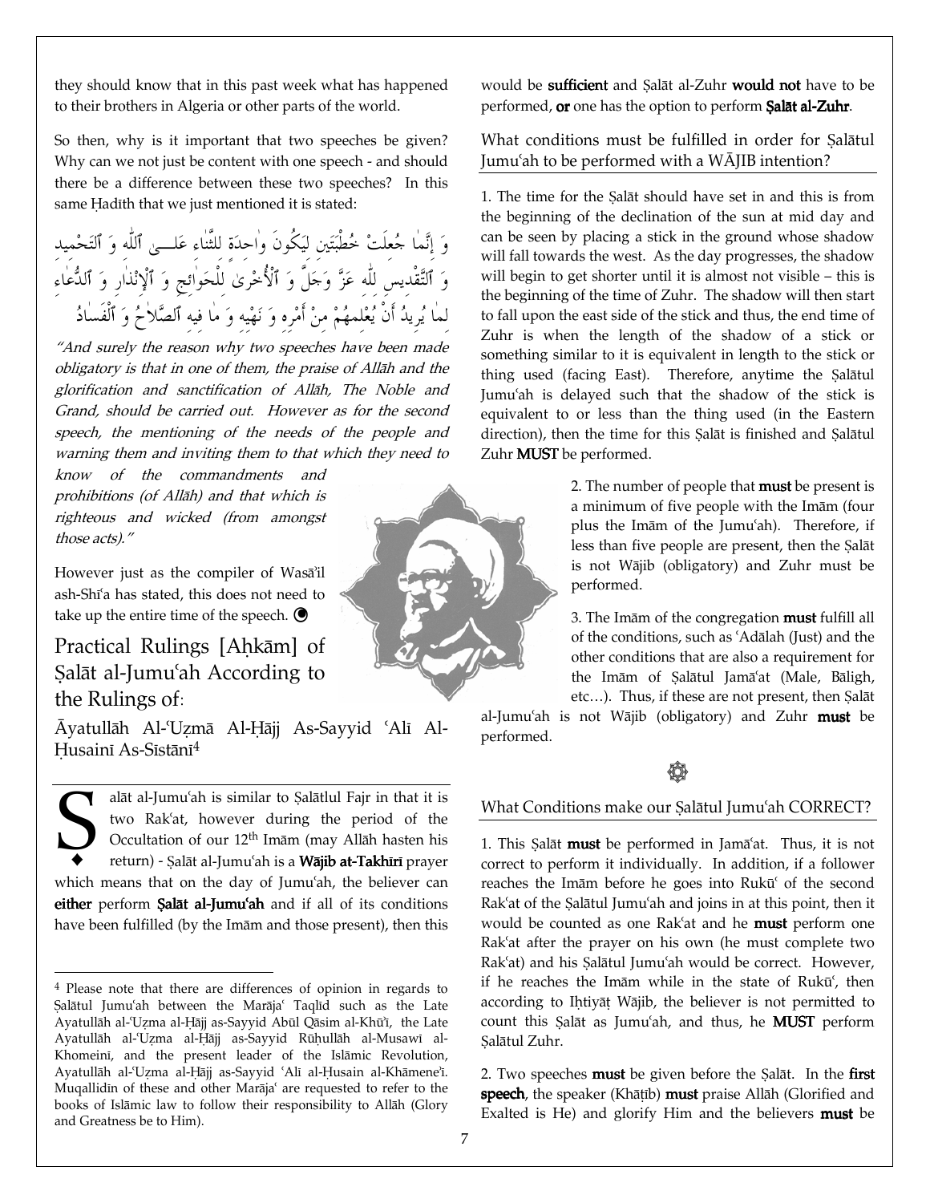they should know that in this past week what has happened to their brothers in Algeria or other parts of the world.

So then, why is it important that two speeches be given? Why can we not just be content with one speech - and should there be a difference between these two speeches? In this same Ḥadīth that we just mentioned it is stated:

وَ إِنَّمَا جُعِلَتْ خُطْبَتَيْنِ لِيَكُونَ وَاحِدَةً لِلثَّنَاءِ عَلَى اَللَّهِ وَ اَلتَّحْمِيدِ وَ اَلتَّقْدِيسِ لِلَّهِ عَزَّ وَجَلَّ وَ اَلْأُخْرَى لِلْحَوَائِجِ وَ اَلْإِنْذَارِ وَ اَلدُّعَاءِ لِمَا يُرِيدُ أَنْ يُعْلِمَهُمْ مِنْ أَمْرِهِ وَ نَهْيِهِ وَ مَا فِيهِ اَلصَّلاَحُ وَ اَلْفَسَادُ

*"And surely the reason why two speeches have been made obligatory is that in one of them, the praise of Allāh and the glorification and sanctification of Allāh, The Noble and Grand, should be carried out. However as for the second speech, the mentioning of the needs of the people and warning them and inviting them to that which they need to know of the commandments and prohibitions (of Allāh) and that which is righteous and wicked (from amongst those acts)."*

However just as the compiler of Wasā'il ash-Shī'a has stated, this does not need to take up the entire time of the speech.

## Practical Rulings [Aḥkām] of Ṣalāt al-Jumuʿah According to the Rulings of:

### Āyatullāh Al-ʿUẓmā Al-Ḥājj As-Sayyid ʿAlī Al-Ḥusainī As-Sīstānī[4]

Ṣalāt al-Jumuʿah is similar to Ṣalātlul Fajr in that it is two Rakʿat, however during the period of the Occultation of our 12th Imām (may Allāh hasten his return) - Ṣalāt al-Jumuʿah is a **Wājib at-Takhīrī** prayer which means that on the day of Jumuʿah, the believer can **either** perform **Ṣalāt al-Jumuʿah** and if all of its conditions have been fulfilled (by the Imām and those present), then this would be **sufficient** and Ṣalāt al-Zuhr **would not** have to be performed, **or** one has the option to perform **Ṣalāt al-Zuhr**.

### What conditions must be fulfilled in order for Ṣalātul Jumuʿah to be performed with a WĀJIB intention?

1. The time for the Ṣalāt should have set in and this is from the beginning of the declination of the sun at mid day and can be seen by placing a stick in the ground whose shadow will fall towards the west. As the day progresses, the shadow will begin to get shorter until it is almost not visible – this is the beginning of the time of Zuhr. The shadow will then start to fall upon the east side of the stick and thus, the end time of Zuhr is when the length of the shadow of a stick or something similar to it is equivalent in length to the stick or thing used (facing East). Therefore, anytime the Ṣalātul Jumuʿah is delayed such that the shadow of the stick is equivalent to or less than the thing used (in the Eastern direction), then the time for this Ṣalāt is finished and Ṣalātul Zuhr **MUST** be performed.

2. The number of people that **must** be present is a minimum of five people with the Imām (four plus the Imām of the Jumuʿah). Therefore, if less than five people are present, then the Ṣalāt is not Wājib (obligatory) and Zuhr must be performed.

3. The Imām of the congregation **must** fulfill all of the conditions, such as ʿAdālah (Just) and the other conditions that are also a requirement for the Imām of Ṣalātul Jamāʿat (Male, Bāligh, etc…). Thus, if these are not present, then Ṣalāt al-Jumuʿah is not Wājib (obligatory) and Zuhr **must** be performed.

### What Conditions make our Ṣalātul Jumuʿah CORRECT?

1. This Ṣalāt **must** be performed in Jamāʿat. Thus, it is not correct to perform it individually. In addition, if a follower reaches the Imām before he goes into Rukūʿ of the second Rakʿat of the Ṣalātul Jumuʿah and joins in at this point, then it would be counted as one Rakʿat and he **must** perform one Rakʿat after the prayer on his own (he must complete two Rakʿat) and his Ṣalātul Jumuʿah would be correct. However, if he reaches the Imām while in the state of Rukūʿ, then according to Iḥtiyāṭ Wājib, the believer is not permitted to count this Ṣalāt as Jumuʿah, and thus, he **MUST** perform Ṣalātul Zuhr.

2. Two speeches **must** be given before the Ṣalāt. In the **first speech**, the speaker (Khāṭib) **must** praise Allāh (Glorified and Exalted is He) and glorify Him and the believers **must** be

---

[4] Please note that there are differences of opinion in regards to Ṣalātul Jumuʿah between the Marājaʿ Taqlīd such as the Late Ayatullāh al-ʿUẓma al-Ḥājj as-Sayyid Abūl Qāsim al-Khūʾī, the Late Ayatullāh al-ʿUẓma al-Ḥājj as-Sayyid Rūḥullāh al-Musawī al-Khomeinī, and the present leader of the Islāmic Revolution, Ayatullāh al-ʿUẓma al-Ḥājj as-Sayyid ʿAlī al-Ḥusain al-Khāmeneʾī. Muqallidīn of these and other Marājaʿ are requested to refer to the books of Islāmic law to follow their responsibility to Allāh (Glory and Greatness be to Him).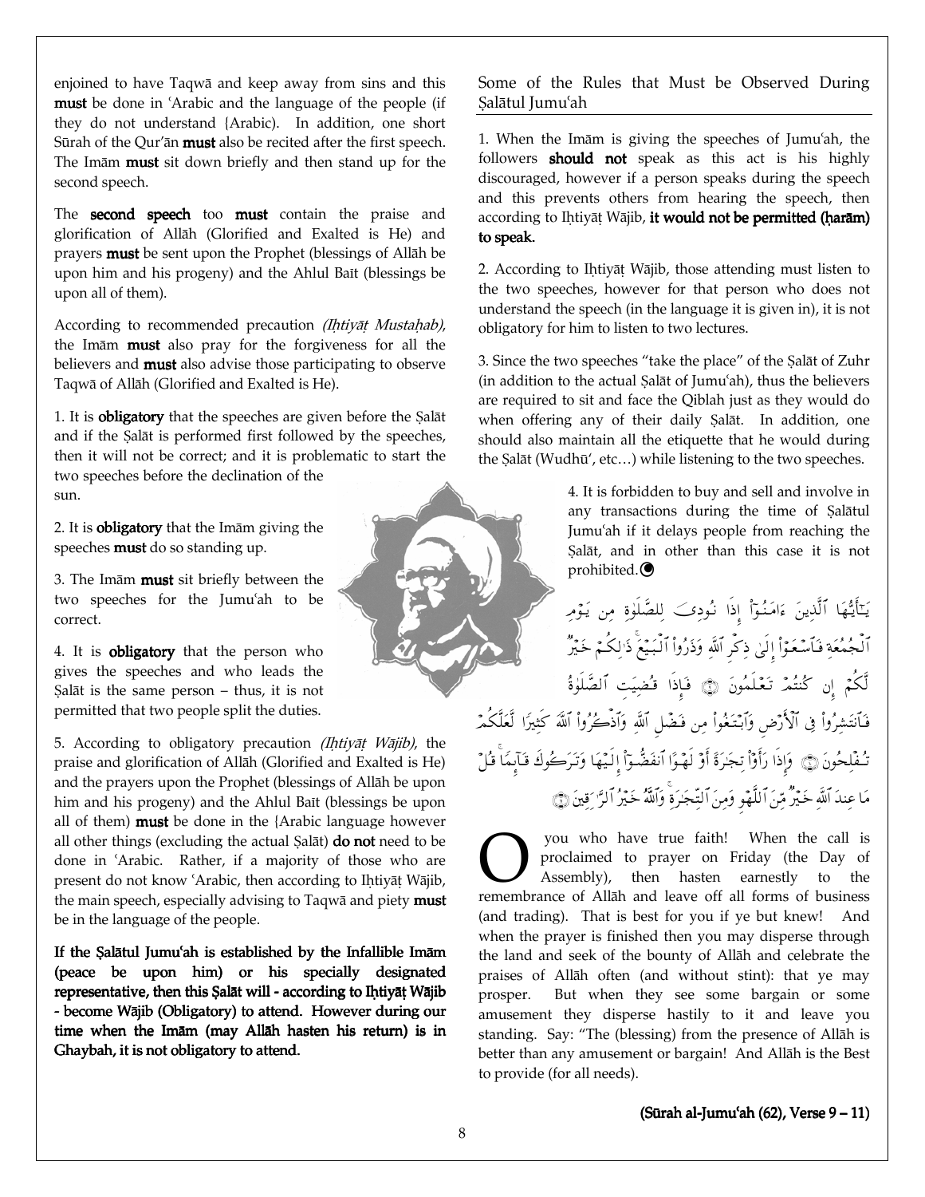enjoined to have Taqwā and keep away from sins and this **must** be done in ʿArabic and the language of the people (if they do not understand {Arabic). In addition, one short Sūrah of the Qur'ān **must** also be recited after the first speech. The Imām **must** sit down briefly and then stand up for the second speech.

The **second speech** too **must** contain the praise and glorification of Allāh (Glorified and Exalted is He) and prayers **must** be sent upon the Prophet (blessings of Allāh be upon him and his progeny) and the Ahlul Baīt (blessings be upon all of them).

According to recommended precaution *(Iḥtiyāṭ Mustaḥab)*, the Imām **must** also pray for the forgiveness for all the believers and **must** also advise those participating to observe Taqwā of Allāh (Glorified and Exalted is He).

1. It is **obligatory** that the speeches are given before the Ṣalāt and if the Ṣalāt is performed first followed by the speeches, then it will not be correct; and it is problematic to start the two speeches before the declination of the sun.

2. It is **obligatory** that the Imām giving the speeches **must** do so standing up.

3. The Imām **must** sit briefly between the two speeches for the Jumuʿah to be correct.

4. It is **obligatory** that the person who gives the speeches and who leads the Ṣalāt is the same person – thus, it is not permitted that two people split the duties.

5. According to obligatory precaution *(Iḥtiyāṭ Wājib)*, the praise and glorification of Allāh (Glorified and Exalted is He) and the prayers upon the Prophet (blessings of Allāh be upon him and his progeny) and the Ahlul Baīt (blessings be upon all of them) **must** be done in the {Arabic language however all other things (excluding the actual Ṣalāt) **do not** need to be done in ʿArabic. Rather, if a majority of those who are present do not know ʿArabic, then according to Iḥtiyāṭ Wājib, the main speech, especially advising to Taqwā and piety **must** be in the language of the people.

**If the Ṣalātul Jumuʿah is established by the Infallible Imām (peace be upon him) or his specially designated representative, then this Ṣalāt will - according to Iḥtiyāṭ Wājib - become Wājib (Obligatory) to attend. However during our time when the Imām (may Allāh hasten his return) is in Ghaybah, it is not obligatory to attend.**

## Some of the Rules that Must be Observed During Ṣalātul Jumuʿah

1. When the Imām is giving the speeches of Jumuʿah, the followers **should not** speak as this act is his highly discouraged, however if a person speaks during the speech and this prevents others from hearing the speech, then according to Iḥtiyāṭ Wājib, **it would not be permitted (ḥarām) to speak.**

2. According to Iḥtiyāṭ Wājib, those attending must listen to the two speeches, however for that person who does not understand the speech (in the language it is given in), it is not obligatory for him to listen to two lectures.

3. Since the two speeches "take the place" of the Ṣalāt of Zuhr (in addition to the actual Ṣalāt of Jumuʿah), thus the believers are required to sit and face the Qiblah just as they would do when offering any of their daily Ṣalāt. In addition, one should also maintain all the etiquette that he would during the Ṣalāt (Wudhū', etc…) while listening to the two speeches.

4. It is forbidden to buy and sell and involve in any transactions during the time of Ṣalātul Jumuʿah if it delays people from reaching the Ṣalāt, and in other than this case it is not prohibited.

يَٰٓأَيُّهَا ٱلَّذِينَ ءَامَنُوٓاْ إِذَا نُودِىَ لِلصَّلَوٰةِ مِن يَوْمِ ٱلْجُمُعَةِ فَٱسْعَوْاْ إِلَىٰ ذِكْرِ ٱللَّهِ وَذَرُواْ ٱلْبَيْعَ ۚ ذَٰلِكُمْ خَيْرٌ لَّكُمْ إِن كُنتُمْ تَعْلَمُونَ ۝ فَإِذَا قُضِيَتِ ٱلصَّلَوٰةُ فَٱنتَشِرُواْ فِى ٱلْأَرْضِ وَٱبْتَغُواْ مِن فَضْلِ ٱللَّهِ وَٱذْكُرُواْ ٱللَّهَ كَثِيرًا لَّعَلَّكُمْ تُفْلِحُونَ ۝ وَإِذَا رَأَوْاْ تِجَٰرَةً أَوْ لَهْوًا ٱنفَضُّوٓاْ إِلَيْهَا وَتَرَكُوكَ قَآئِمًا ۚ قُلْ مَا عِندَ ٱللَّهِ خَيْرٌ مِّنَ ٱللَّهْوِ وَمِنَ ٱلتِّجَٰرَةِ ۚ وَٱللَّهُ خَيْرُ ٱلرَّٰزِقِينَ ۝

O you who have true faith! When the call is proclaimed to prayer on Friday (the Day of Assembly), then hasten earnestly to the remembrance of Allāh and leave off all forms of business (and trading). That is best for you if ye but knew! And when the prayer is finished then you may disperse through the land and seek of the bounty of Allāh and celebrate the praises of Allāh often (and without stint): that ye may prosper. But when they see some bargain or some amusement they disperse hastily to it and leave you standing. Say: "The (blessing) from the presence of Allāh is better than any amusement or bargain! And Allāh is the Best to provide (for all needs).

**(Sūrah al-Jumuʿah (62), Verse 9 – 11)**